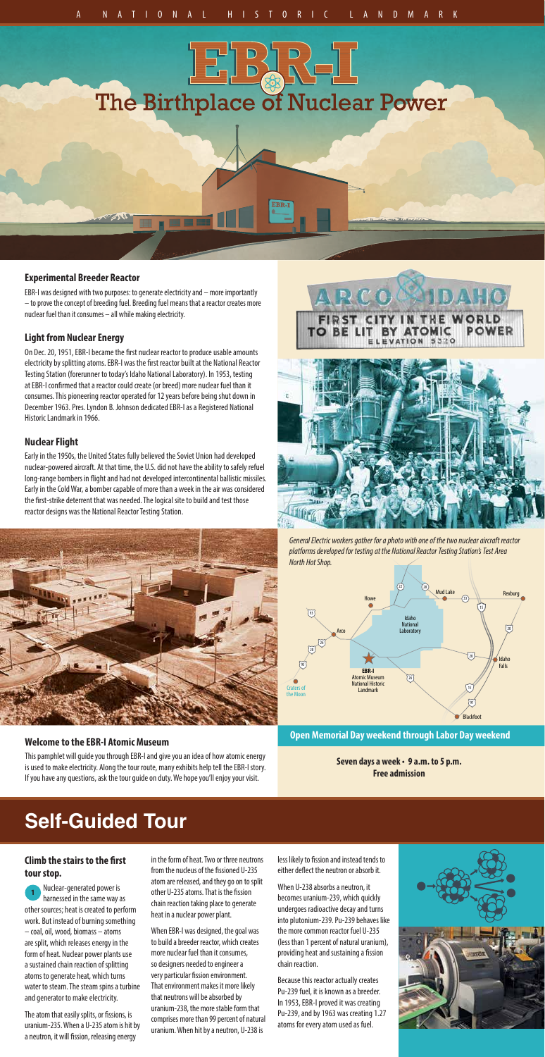A NATIONAL HISTORIC LANDMARK

# EBR-I

## The Birthplace of Nuclear Power

### Experimental Breeder Reactor

EBR-I was designed with two purposes: to generate electricity and – more importantly – to prove the concept of breeding fuel. Breeding fuel means that a reactor creates more nuclear fuel than it consumes – all while making electricity.

### Light from Nuclear Energy

On Dec. 20, 1951, EBR-I became the first nuclear reactor to produce usable amounts electricity by splitting atoms. EBR-I was the first reactor built at the National Reactor Testing Station (forerunner to today's Idaho National Laboratory). In 1953, testing at EBR-I confirmed that a reactor could create (or breed) more nuclear fuel than it consumes. This pioneering reactor operated for 12 years before being shut down in December 1963. Pres. Lyndon B. Johnson dedicated EBR-I as a Registered National Historic Landmark in 1966.

### Nuclear Flight

Early in the 1950s, the United States fully believed the Soviet Union had developed nuclear-powered aircraft. At that time, the U.S. did not have the ability to safely refuel long-range bombers in flight and had not developed intercontinental ballistic missiles. Early in the Cold War, a bomber capable of more than a week in the air was considered the first-strike deterrent that was needed. The logical site to build and test those reactor designs was the National Reactor Testing Station.

ARCO IDAHO
FIRST CITY IN THE WORLD TO BE LIT BY ATOMIC POWER
ELEVATION 5320

*General Electric workers gather for a photo with one of the two nuclear aircraft reactor platforms developed for testing at the National Reactor Testing Station's Test Area North Hot Shop.*

Howe · Mud Lake · Rexburg · Idaho National Laboratory · Arco · Idaho Falls · EBR-I Atomic Museum National Historic Landmark · Craters of the Moon · Blackfoot

### Welcome to the EBR-I Atomic Museum

This pamphlet will guide you through EBR-I and give you an idea of how atomic energy is used to make electricity. Along the tour route, many exhibits help tell the EBR-I story. If you have any questions, ask the tour guide on duty. We hope you'll enjoy your visit.

**Open Memorial Day weekend through Labor Day weekend**

**Seven days a week • 9 a.m. to 5 p.m.**
**Free admission**

## Self-Guided Tour

### Climb the stairs to the first tour stop.

**1** Nuclear-generated power is harnessed in the same way as other sources; heat is created to perform work. But instead of burning something – coal, oil, wood, biomass – atoms are split, which releases energy in the form of heat. Nuclear power plants use a sustained chain reaction of splitting atoms to generate heat, which turns water to steam. The steam spins a turbine and generator to make electricity.

The atom that easily splits, or fissions, is uranium-235. When a U-235 atom is hit by a neutron, it will fission, releasing energy in the form of heat. Two or three neutrons from the nucleus of the fissioned U-235 atom are released, and they go on to split other U-235 atoms. That is the fission chain reaction taking place to generate heat in a nuclear power plant.

When EBR-I was designed, the goal was to build a breeder reactor, which creates more nuclear fuel than it consumes, so designers needed to engineer a very particular fission environment. That environment makes it more likely that neutrons will be absorbed by uranium-238, the more stable form that comprises more than 99 percent of natural uranium. When hit by a neutron, U-238 is less likely to fission and instead tends to either deflect the neutron or absorb it.

When U-238 absorbs a neutron, it becomes uranium-239, which quickly undergoes radioactive decay and turns into plutonium-239. Pu-239 behaves like the more common reactor fuel U-235 (less than 1 percent of natural uranium), providing heat and sustaining a fission chain reaction.

Because this reactor actually creates Pu-239 fuel, it is known as a breeder. In 1953, EBR-I proved it was creating Pu-239, and by 1963 was creating 1.27 atoms for every atom used as fuel.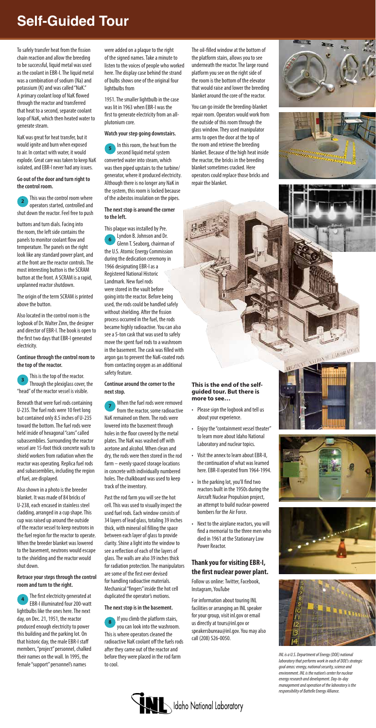# Self-Guided Tour

To safely transfer heat from the fission chain reaction and allow the breeding to be successful, liquid metal was used as the coolant in EBR-I. The liquid metal was a combination of sodium (Na) and potassium (K) and was called "NaK." A primary coolant loop of NaK flowed through the reactor and transferred that heat to a second, separate coolant loop of NaK, which then heated water to generate steam.

NaK was great for heat transfer, but it would ignite and burn when exposed to air. In contact with water, it would explode. Great care was taken to keep NaK isolated, and EBR-I never had any issues.

**Go out of the door and turn right to the control room.**

**2** This was the control room where operators started, controlled and shut down the reactor. Feel free to push buttons and turn dials. Facing into the room, the left side contains the panels to monitor coolant flow and temperature. The panels on the right look like any standard power plant, and at the front are the reactor controls. The most interesting button is the SCRAM button at the front. A SCRAM is a rapid, unplanned reactor shutdown.

The origin of the term SCRAM is printed above the button.

Also located in the control room is the logbook of Dr. Walter Zinn, the designer and director of EBR-I. The book is open to the first two days that EBR-I generated electricity.

**Continue through the control room to the top of the reactor.**

**3** This is the top of the reactor. Through the plexiglass cover, the "head" of the reactor vessel is visible.

Beneath that were fuel rods containing U-235. The fuel rods were 10 feet long but contained only 8.5 inches of U-235 toward the bottom. The fuel rods were held inside of hexagonal "cans" called subassemblies. Surrounding the reactor vessel are 15-foot thick concrete walls to shield workers from radiation when the reactor was operating. Replica fuel rods and subassemblies, including the region of fuel, are displayed.

Also shown in a photo is the breeder blanket. It was made of 84 bricks of U-238, each encased in stainless steel cladding, arranged in a cup shape. This cup was raised up around the outside of the reactor vessel to keep neutrons in the fuel region for the reactor to operate. When the breeder blanket was lowered to the basement, neutrons would escape to the shielding and the reactor would shut down.

**Retrace your steps through the control room and turn to the right.**

**4** The first electricity generated at EBR-I illuminated four 200-watt lightbulbs like the ones here. The next day, on Dec. 21, 1951, the reactor produced enough electricity to power this building and the parking lot. On that historic day, the male EBR-I staff members, "project" personnel, chalked their names on the wall. In 1995, the female "support" personnel's names were added on a plaque to the right of the signed names. Take a minute to listen to the voices of people who worked here. The display case behind the strand of bulbs shows one of the original four lightbulbs from 1951. The smaller lightbulb in the case was lit in 1963 when EBR-I was the first to generate electricity from an all-plutonium core.

**Watch your step going downstairs.**

**5** In this room, the heat from the second liquid metal system converted water into steam, which was then piped upstairs to the turbine/ generator, where it produced electricity. Although there is no longer any NaK in the system, this room is locked because of the asbestos insulation on the pipes.

**The next stop is around the corner to the left.**

**6** This plaque was installed by Pre. Lyndon B. Johnson and Dr. Glenn T. Seaborg, chairman of the U.S. Atomic Energy Commission during the dedication ceremony in 1966 designating EBR-I as a Registered National Historic Landmark. New fuel rods were stored in the vault before going into the reactor. Before being used, the rods could be handled safely without shielding. After the fission process occurred in the fuel, the rods became highly radioactive. You can also see a 5-ton cask that was used to safely move the spent fuel rods to a washroom in the basement. The cask was filled with argon gas to prevent the NaK-coated rods from contacting oxygen as an additional safety feature.

**Continue around the corner to the next stop.**

**7** When the fuel rods were removed from the reactor, some radioactive NaK remained on them. The rods were lowered into the basement through holes in the floor covered by the metal plates. The NaK was washed off with acetone and alcohol. When clean and dry, the rods were then stored in the rod farm – evenly spaced storage locations in concrete with individually numbered holes. The chalkboard was used to keep track of the inventory.

Past the rod farm you will see the hot cell. This was used to visually inspect the used fuel rods. Each window consists of 34 layers of lead glass, totaling 39 inches thick, with mineral oil filling the space between each layer of glass to provide clarity. Shine a light into the window to see a reflection of each of the layers of glass. The walls are also 39 inches thick for radiation protection. The manipulators are some of the first ever devised for handling radioactive materials. Mechanical "fingers" inside the hot cell duplicated the operator's motions.

**The next stop is in the basement.**

**8** If you climb the platform stairs, you can look into the washroom. This is where operators cleaned the radioactive NaK coolant off the fuel rods after they came out of the reactor and before they were placed in the rod farm to cool.

The oil-filled window at the bottom of the platform stairs, allows you to see underneath the reactor. The large round platform you see on the right side of the room is the bottom of the elevator that would raise and lower the breeding blanket around the core of the reactor.

You can go inside the breeding-blanket repair room. Operators would work from the outside of this room through the glass window. They used manipulator arms to open the door at the top of the room and retrieve the breeding blanket. Because of the high heat inside the reactor, the bricks in the breeding blanket sometimes cracked. Here operators could replace those bricks and repair the blanket.

### This is the end of the self-guided tour. But there is more to see…

- Please sign the logbook and tell us about your experience.
- Enjoy the "containment vessel theater" to learn more about Idaho National Laboratory and nuclear topics.
- Visit the annex to learn about EBR-II, the continuation of what was learned here. EBR-II operated from 1964-1994.
- In the parking lot, you'll find two reactors built in the 1950s during the Aircraft Nuclear Propulsion project, an attempt to build nuclear-powered bombers for the Air Force.
- Next to the airplane reactors, you will find a memorial to the three men who died in 1961 at the Stationary Low Power Reactor.

## Thank you for visiting EBR-I, the first nuclear power plant.

Follow us online: Twitter, Facebook, Instagram, YouTube

For information about touring INL facilities or arranging an INL speaker for your group, visit inl.gov or email us directly at tours@inl.gov or speakersbureau@inl.gov. You may also call (208) 526-0050.

*INL is a U.S. Department of Energy (DOE) national laboratory that performs work in each of DOE's strategic goal areas: energy, national security, science and environment. INL is the nation's center for nuclear energy research and development. Day-to-day management and operation of the laboratory is the responsibility of Battelle Energy Alliance.*

Idaho National Laboratory